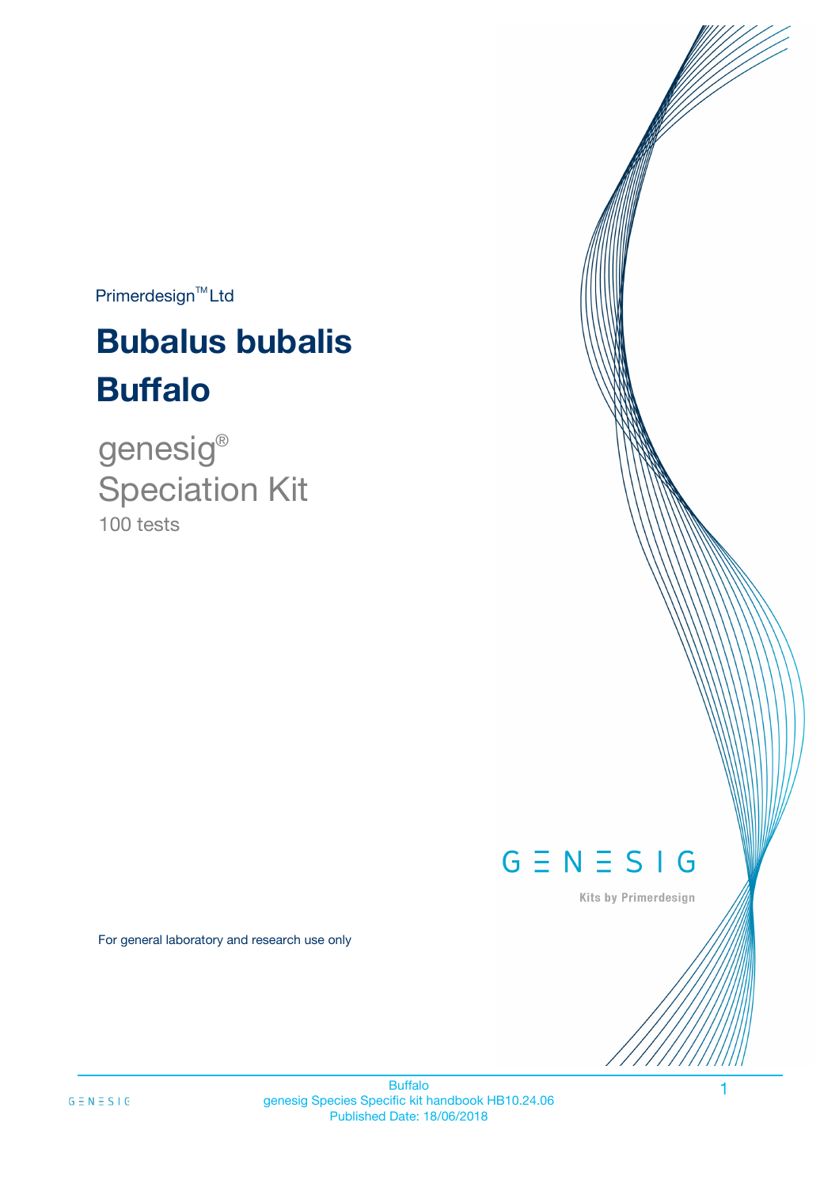Primerdesign™ Ltd

# Bubalus bubalis
# Buffalo

genesig®
Speciation Kit
100 tests

GENESIG
Kits by Primerdesign

For general laboratory and research use only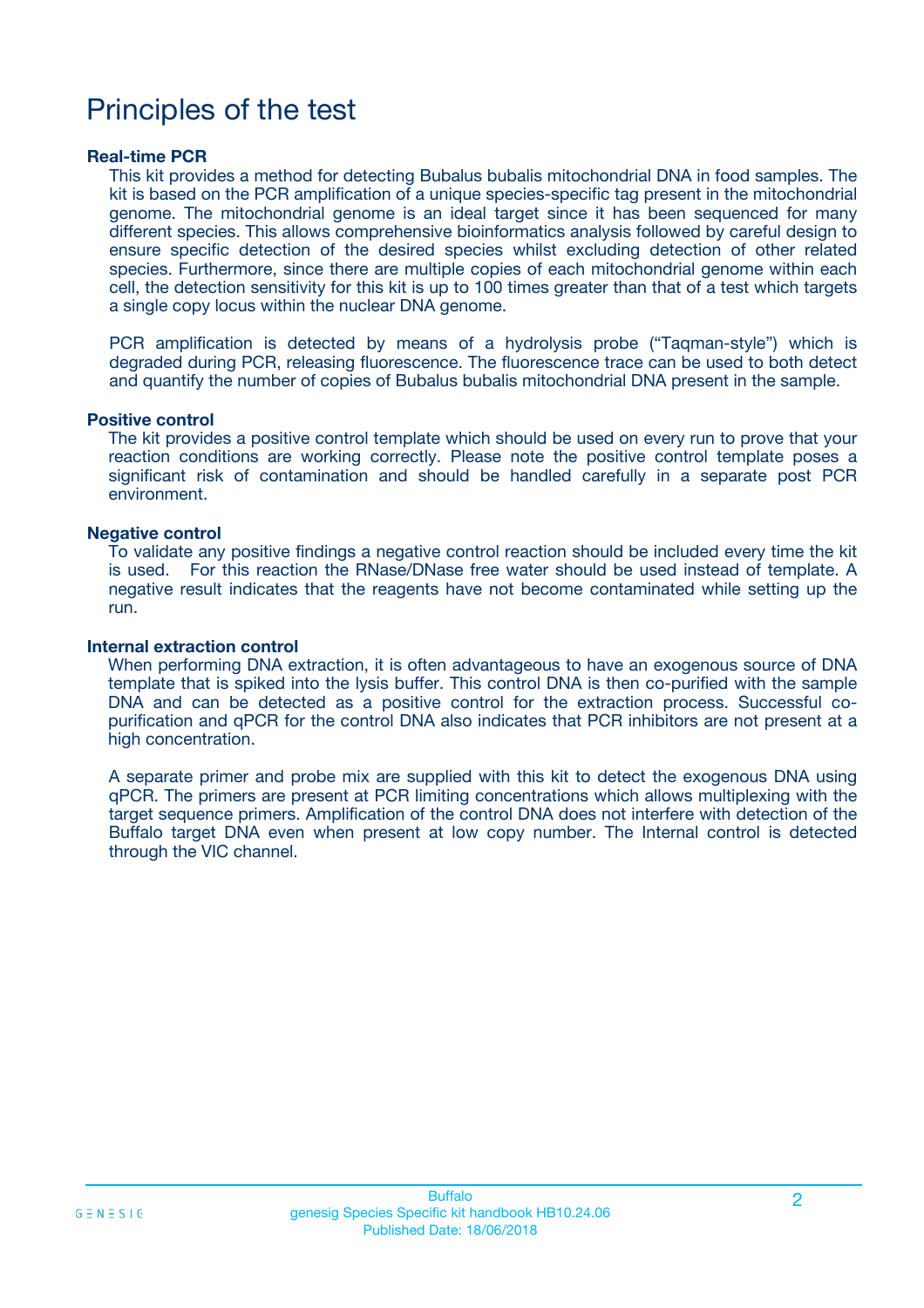# Principles of the test

**Real-time PCR**

This kit provides a method for detecting Bubalus bubalis mitochondrial DNA in food samples. The kit is based on the PCR amplification of a unique species-specific tag present in the mitochondrial genome. The mitochondrial genome is an ideal target since it has been sequenced for many different species. This allows comprehensive bioinformatics analysis followed by careful design to ensure specific detection of the desired species whilst excluding detection of other related species. Furthermore, since there are multiple copies of each mitochondrial genome within each cell, the detection sensitivity for this kit is up to 100 times greater than that of a test which targets a single copy locus within the nuclear DNA genome.

PCR amplification is detected by means of a hydrolysis probe ("Taqman-style") which is degraded during PCR, releasing fluorescence. The fluorescence trace can be used to both detect and quantify the number of copies of Bubalus bubalis mitochondrial DNA present in the sample.

**Positive control**

The kit provides a positive control template which should be used on every run to prove that your reaction conditions are working correctly. Please note the positive control template poses a significant risk of contamination and should be handled carefully in a separate post PCR environment.

**Negative control**

To validate any positive findings a negative control reaction should be included every time the kit is used. For this reaction the RNase/DNase free water should be used instead of template. A negative result indicates that the reagents have not become contaminated while setting up the run.

**Internal extraction control**

When performing DNA extraction, it is often advantageous to have an exogenous source of DNA template that is spiked into the lysis buffer. This control DNA is then co-purified with the sample DNA and can be detected as a positive control for the extraction process. Successful co-purification and qPCR for the control DNA also indicates that PCR inhibitors are not present at a high concentration.

A separate primer and probe mix are supplied with this kit to detect the exogenous DNA using qPCR. The primers are present at PCR limiting concentrations which allows multiplexing with the target sequence primers. Amplification of the control DNA does not interfere with detection of the Buffalo target DNA even when present at low copy number. The Internal control is detected through the VIC channel.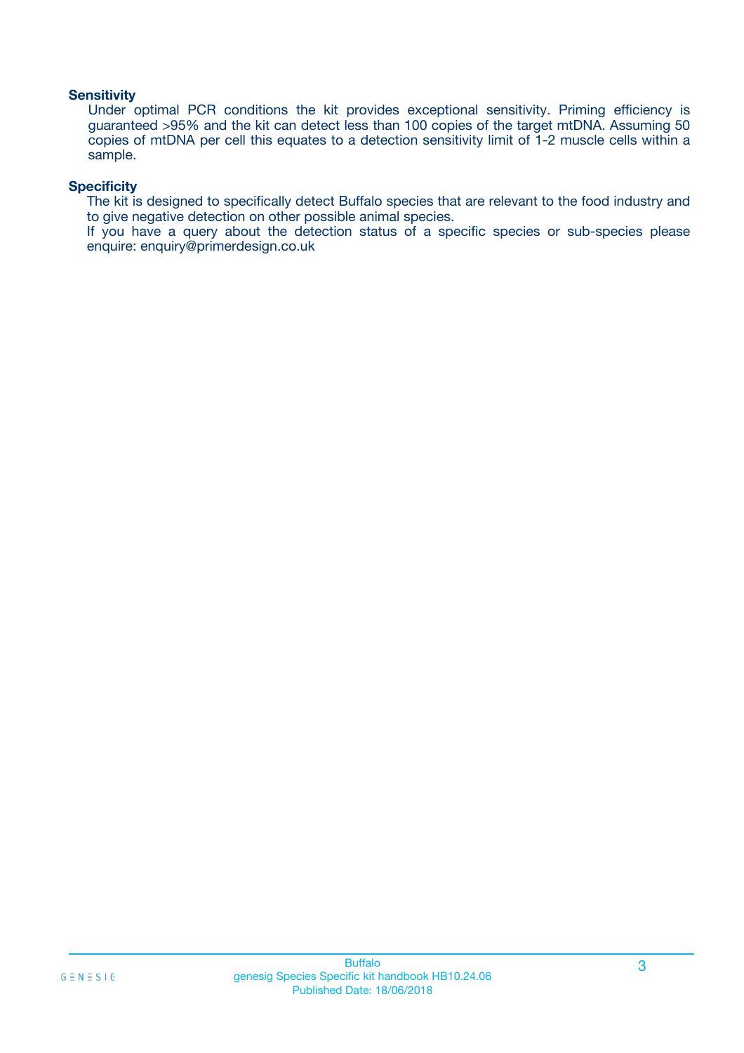### Sensitivity

Under optimal PCR conditions the kit provides exceptional sensitivity. Priming efficiency is guaranteed >95% and the kit can detect less than 100 copies of the target mtDNA. Assuming 50 copies of mtDNA per cell this equates to a detection sensitivity limit of 1-2 muscle cells within a sample.

### Specificity

The kit is designed to specifically detect Buffalo species that are relevant to the food industry and to give negative detection on other possible animal species.

If you have a query about the detection status of a specific species or sub-species please enquire: enquiry@primerdesign.co.uk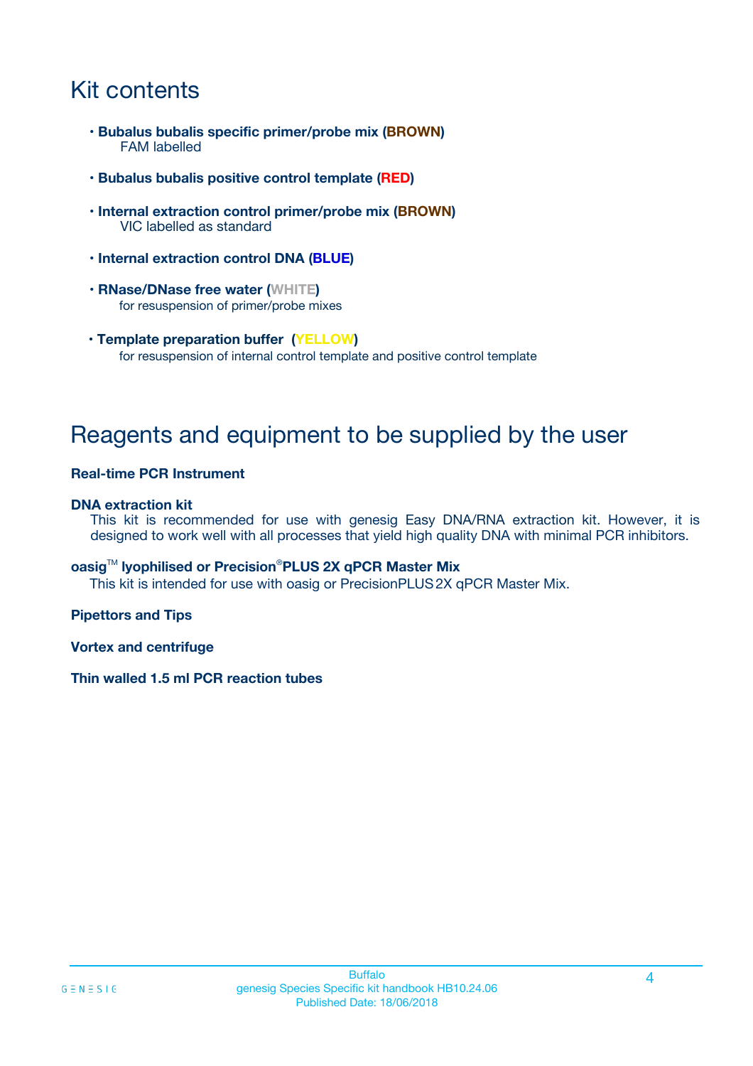# Kit contents

- **Bubalus bubalis specific primer/probe mix (BROWN)**
  FAM labelled
- **Bubalus bubalis positive control template (RED)**
- **Internal extraction control primer/probe mix (BROWN)**
  VIC labelled as standard
- **Internal extraction control DNA (BLUE)**
- **RNase/DNase free water (WHITE)**
  for resuspension of primer/probe mixes
- **Template preparation buffer (YELLOW)**
  for resuspension of internal control template and positive control template

# Reagents and equipment to be supplied by the user

**Real-time PCR Instrument**

**DNA extraction kit**

This kit is recommended for use with genesig Easy DNA/RNA extraction kit. However, it is designed to work well with all processes that yield high quality DNA with minimal PCR inhibitors.

**oasig™ lyophilised or Precision®PLUS 2X qPCR Master Mix**

This kit is intended for use with oasig or PrecisionPLUS 2X qPCR Master Mix.

**Pipettors and Tips**

**Vortex and centrifuge**

**Thin walled 1.5 ml PCR reaction tubes**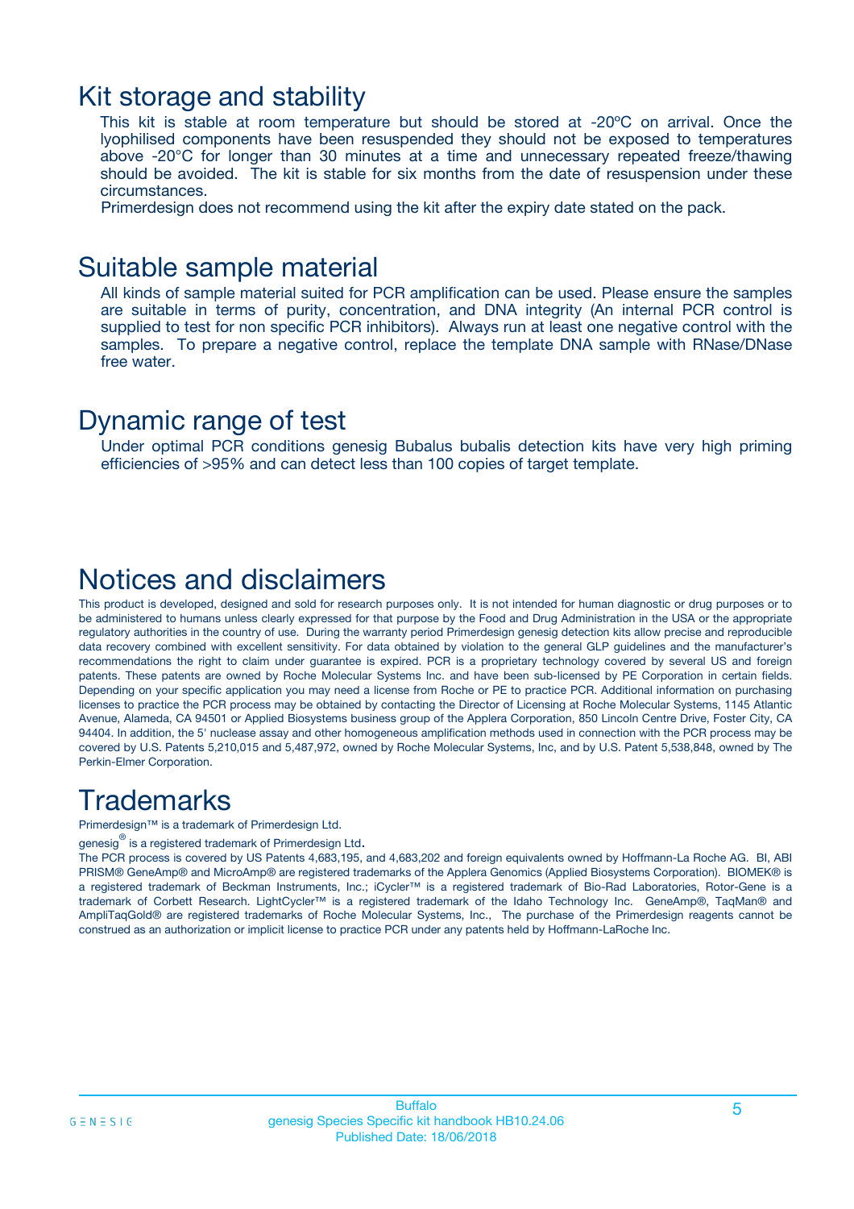## Kit storage and stability

This kit is stable at room temperature but should be stored at -20ºC on arrival. Once the lyophilised components have been resuspended they should not be exposed to temperatures above -20°C for longer than 30 minutes at a time and unnecessary repeated freeze/thawing should be avoided. The kit is stable for six months from the date of resuspension under these circumstances.

Primerdesign does not recommend using the kit after the expiry date stated on the pack.

## Suitable sample material

All kinds of sample material suited for PCR amplification can be used. Please ensure the samples are suitable in terms of purity, concentration, and DNA integrity (An internal PCR control is supplied to test for non specific PCR inhibitors). Always run at least one negative control with the samples. To prepare a negative control, replace the template DNA sample with RNase/DNase free water.

## Dynamic range of test

Under optimal PCR conditions genesig Bubalus bubalis detection kits have very high priming efficiencies of >95% and can detect less than 100 copies of target template.

## Notices and disclaimers

This product is developed, designed and sold for research purposes only. It is not intended for human diagnostic or drug purposes or to be administered to humans unless clearly expressed for that purpose by the Food and Drug Administration in the USA or the appropriate regulatory authorities in the country of use. During the warranty period Primerdesign genesig detection kits allow precise and reproducible data recovery combined with excellent sensitivity. For data obtained by violation to the general GLP guidelines and the manufacturer's recommendations the right to claim under guarantee is expired. PCR is a proprietary technology covered by several US and foreign patents. These patents are owned by Roche Molecular Systems Inc. and have been sub-licensed by PE Corporation in certain fields. Depending on your specific application you may need a license from Roche or PE to practice PCR. Additional information on purchasing licenses to practice the PCR process may be obtained by contacting the Director of Licensing at Roche Molecular Systems, 1145 Atlantic Avenue, Alameda, CA 94501 or Applied Biosystems business group of the Applera Corporation, 850 Lincoln Centre Drive, Foster City, CA 94404. In addition, the 5' nuclease assay and other homogeneous amplification methods used in connection with the PCR process may be covered by U.S. Patents 5,210,015 and 5,487,972, owned by Roche Molecular Systems, Inc, and by U.S. Patent 5,538,848, owned by The Perkin-Elmer Corporation.

## Trademarks

Primerdesign™ is a trademark of Primerdesign Ltd.

genesig® is a registered trademark of Primerdesign Ltd.

The PCR process is covered by US Patents 4,683,195, and 4,683,202 and foreign equivalents owned by Hoffmann-La Roche AG. BI, ABI PRISM® GeneAmp® and MicroAmp® are registered trademarks of the Applera Genomics (Applied Biosystems Corporation). BIOMEK® is a registered trademark of Beckman Instruments, Inc.; iCycler™ is a registered trademark of Bio-Rad Laboratories, Rotor-Gene is a trademark of Corbett Research. LightCycler™ is a registered trademark of the Idaho Technology Inc. GeneAmp®, TaqMan® and AmpliTaqGold® are registered trademarks of Roche Molecular Systems, Inc., The purchase of the Primerdesign reagents cannot be construed as an authorization or implicit license to practice PCR under any patents held by Hoffmann-LaRoche Inc.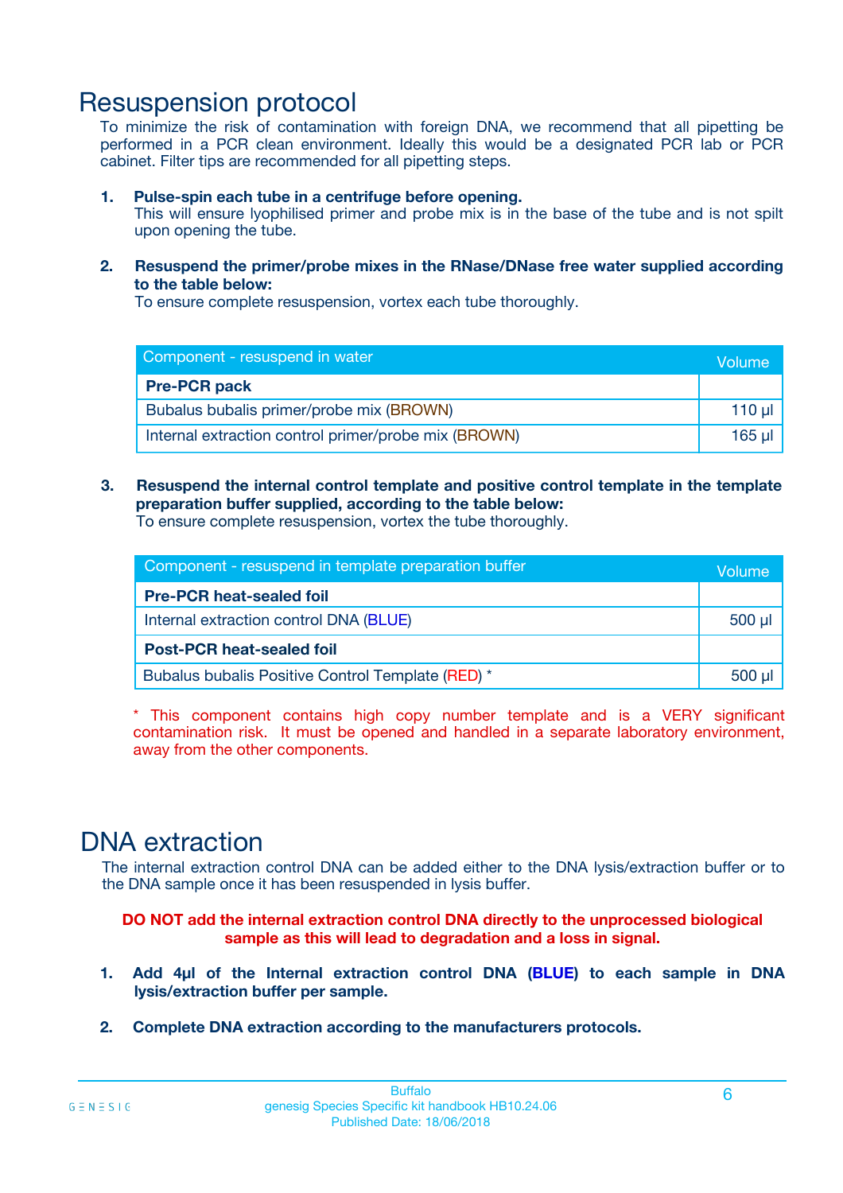# Resuspension protocol

To minimize the risk of contamination with foreign DNA, we recommend that all pipetting be performed in a PCR clean environment. Ideally this would be a designated PCR lab or PCR cabinet. Filter tips are recommended for all pipetting steps.

1. **Pulse-spin each tube in a centrifuge before opening.**
   This will ensure lyophilised primer and probe mix is in the base of the tube and is not spilt upon opening the tube.

2. **Resuspend the primer/probe mixes in the RNase/DNase free water supplied according to the table below:**
   To ensure complete resuspension, vortex each tube thoroughly.

| Component - resuspend in water | Volume |
|---|---|
| **Pre-PCR pack** | |
| Bubalus bubalis primer/probe mix (BROWN) | 110 µl |
| Internal extraction control primer/probe mix (BROWN) | 165 µl |

3. **Resuspend the internal control template and positive control template in the template preparation buffer supplied, according to the table below:**
   To ensure complete resuspension, vortex the tube thoroughly.

| Component - resuspend in template preparation buffer | Volume |
|---|---|
| **Pre-PCR heat-sealed foil** | |
| Internal extraction control DNA (BLUE) | 500 µl |
| **Post-PCR heat-sealed foil** | |
| Bubalus bubalis Positive Control Template (RED) * | 500 µl |

\* This component contains high copy number template and is a VERY significant contamination risk. It must be opened and handled in a separate laboratory environment, away from the other components.

# DNA extraction

The internal extraction control DNA can be added either to the DNA lysis/extraction buffer or to the DNA sample once it has been resuspended in lysis buffer.

**DO NOT add the internal extraction control DNA directly to the unprocessed biological sample as this will lead to degradation and a loss in signal.**

1. **Add 4µl of the Internal extraction control DNA (BLUE) to each sample in DNA lysis/extraction buffer per sample.**
2. **Complete DNA extraction according to the manufacturers protocols.**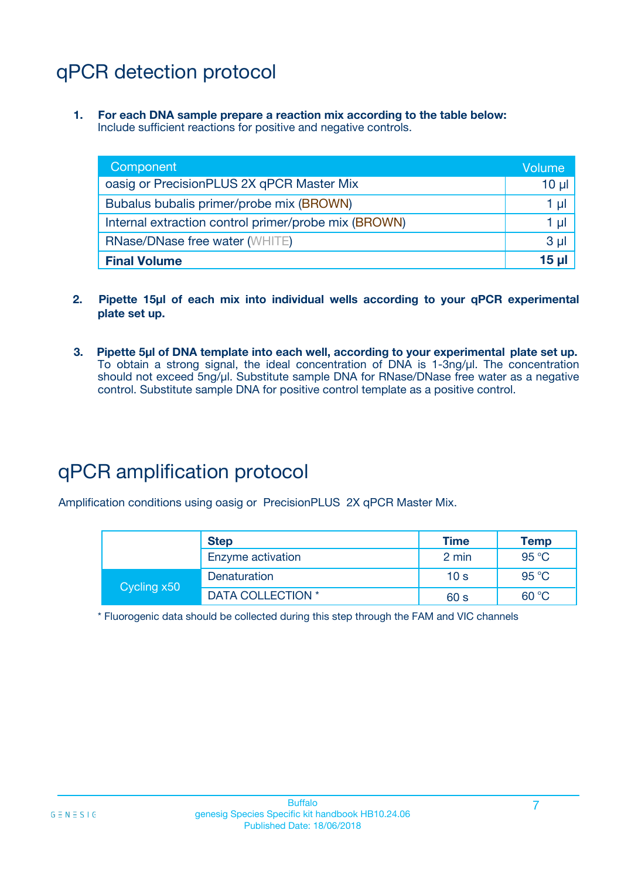# qPCR detection protocol

1. **For each DNA sample prepare a reaction mix according to the table below:**
   Include sufficient reactions for positive and negative controls.

| Component | Volume |
|---|---|
| oasig or PrecisionPLUS 2X qPCR Master Mix | 10 µl |
| Bubalus bubalis primer/probe mix (BROWN) | 1 µl |
| Internal extraction control primer/probe mix (BROWN) | 1 µl |
| RNase/DNase free water (WHITE) | 3 µl |
| **Final Volume** | **15 µl** |

2. **Pipette 15µl of each mix into individual wells according to your qPCR experimental plate set up.**

3. **Pipette 5µl of DNA template into each well, according to your experimental plate set up.** To obtain a strong signal, the ideal concentration of DNA is 1-3ng/µl. The concentration should not exceed 5ng/µl. Substitute sample DNA for RNase/DNase free water as a negative control. Substitute sample DNA for positive control template as a positive control.

# qPCR amplification protocol

Amplification conditions using oasig or PrecisionPLUS 2X qPCR Master Mix.

| | Step | Time | Temp |
|---|---|---|---|
| | Enzyme activation | 2 min | 95 °C |
| Cycling x50 | Denaturation | 10 s | 95 °C |
| | DATA COLLECTION * | 60 s | 60 °C |

* Fluorogenic data should be collected during this step through the FAM and VIC channels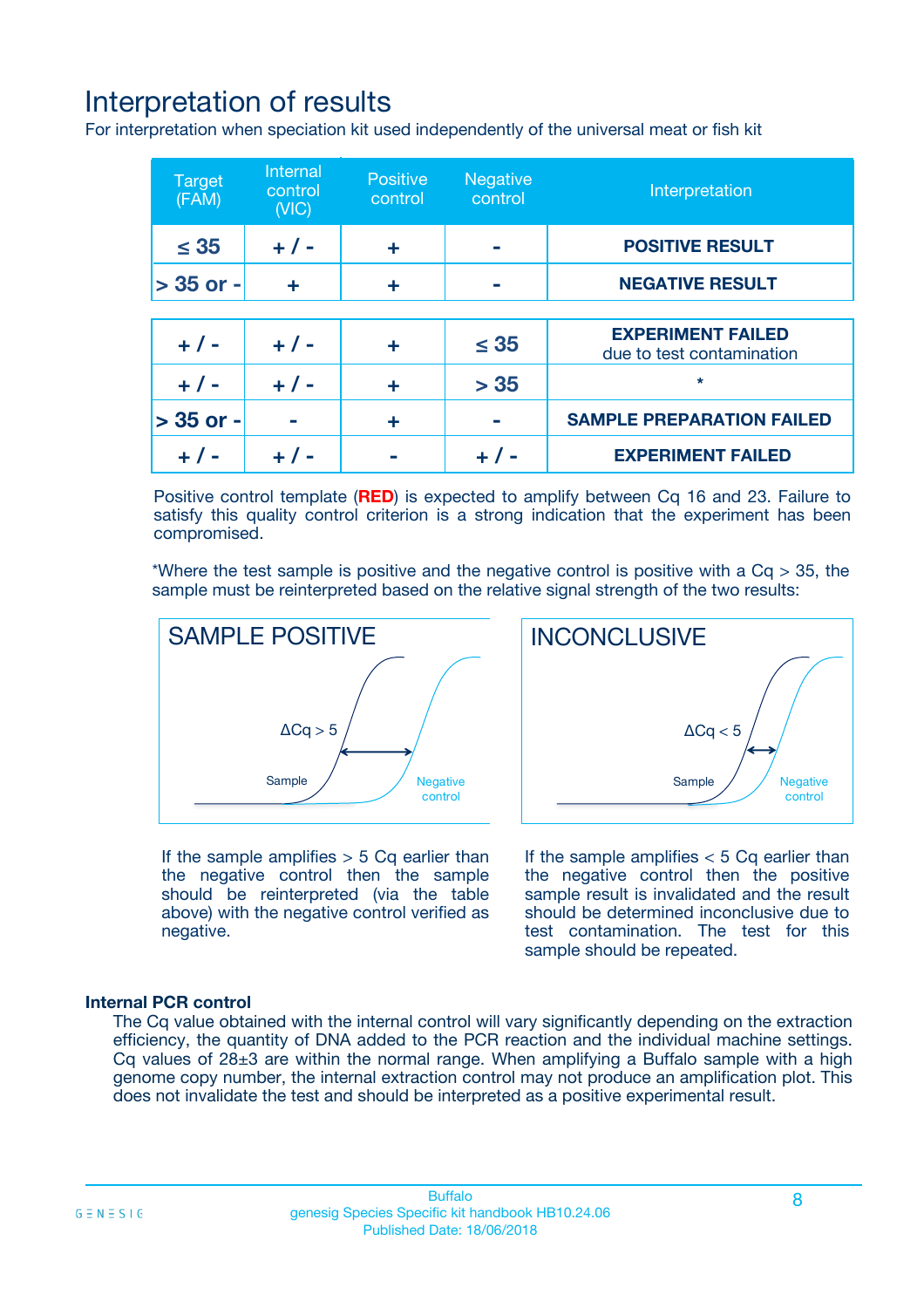# Interpretation of results

For interpretation when speciation kit used independently of the universal meat or fish kit

| Target (FAM) | Internal control (VIC) | Positive control | Negative control | Interpretation |
|---|---|---|---|---|
| ≤ 35 | + / - | + | - | **POSITIVE RESULT** |
| > 35 or - | + | + | - | **NEGATIVE RESULT** |
| + / - | + / - | + | ≤ 35 | **EXPERIMENT FAILED** due to test contamination |
| + / - | + / - | + | > 35 | * |
| > 35 or - | - | + | - | **SAMPLE PREPARATION FAILED** |
| + / - | + / - | - | + / - | **EXPERIMENT FAILED** |

Positive control template (**RED**) is expected to amplify between Cq 16 and 23. Failure to satisfy this quality control criterion is a strong indication that the experiment has been compromised.

*Where the test sample is positive and the negative control is positive with a Cq > 35, the sample must be reinterpreted based on the relative signal strength of the two results:

SAMPLE POSITIVE

ΔCq > 5

Sample

Negative control

If the sample amplifies > 5 Cq earlier than the negative control then the sample should be reinterpreted (via the table above) with the negative control verified as negative.

INCONCLUSIVE

ΔCq < 5

Sample

Negative control

If the sample amplifies < 5 Cq earlier than the negative control then the positive sample result is invalidated and the result should be determined inconclusive due to test contamination. The test for this sample should be repeated.

### Internal PCR control

The Cq value obtained with the internal control will vary significantly depending on the extraction efficiency, the quantity of DNA added to the PCR reaction and the individual machine settings. Cq values of 28±3 are within the normal range. When amplifying a Buffalo sample with a high genome copy number, the internal extraction control may not produce an amplification plot. This does not invalidate the test and should be interpreted as a positive experimental result.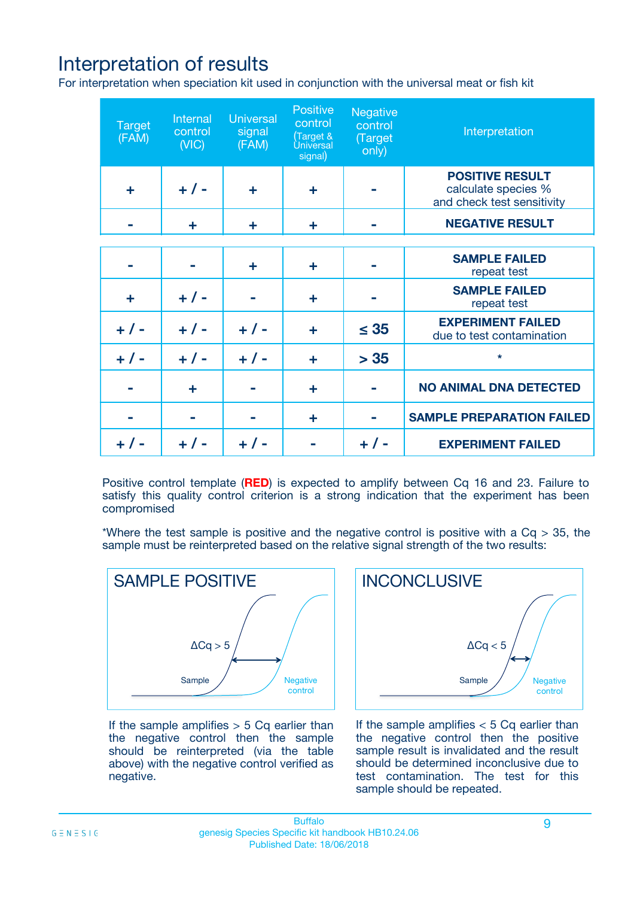# Interpretation of results

For interpretation when speciation kit used in conjunction with the universal meat or fish kit

| Target (FAM) | Internal control (VIC) | Universal signal (FAM) | Positive control (Target & Universal signal) | Negative control (Target only) | Interpretation |
|---|---|---|---|---|---|
| + | + / - | + | + | - | **POSITIVE RESULT** calculate species % and check test sensitivity |
| - | + | + | + | - | **NEGATIVE RESULT** |
| - | - | + | + | - | **SAMPLE FAILED** repeat test |
| + | + / - | - | + | - | **SAMPLE FAILED** repeat test |
| + / - | + / - | + / - | + | ≤ 35 | **EXPERIMENT FAILED** due to test contamination |
| + / - | + / - | + / - | + | > 35 | * |
| - | + | - | + | - | **NO ANIMAL DNA DETECTED** |
| - | - | - | + | - | **SAMPLE PREPARATION FAILED** |
| + / - | + / - | + / - | - | + / - | **EXPERIMENT FAILED** |

Positive control template (**RED**) is expected to amplify between Cq 16 and 23. Failure to satisfy this quality control criterion is a strong indication that the experiment has been compromised

*Where the test sample is positive and the negative control is positive with a Cq > 35, the sample must be reinterpreted based on the relative signal strength of the two results:

**SAMPLE POSITIVE**

ΔCq > 5

Sample

Negative control

If the sample amplifies > 5 Cq earlier than the negative control then the sample should be reinterpreted (via the table above) with the negative control verified as negative.

**INCONCLUSIVE**

ΔCq < 5

Sample

Negative control

If the sample amplifies < 5 Cq earlier than the negative control then the positive sample result is invalidated and the result should be determined inconclusive due to test contamination. The test for this sample should be repeated.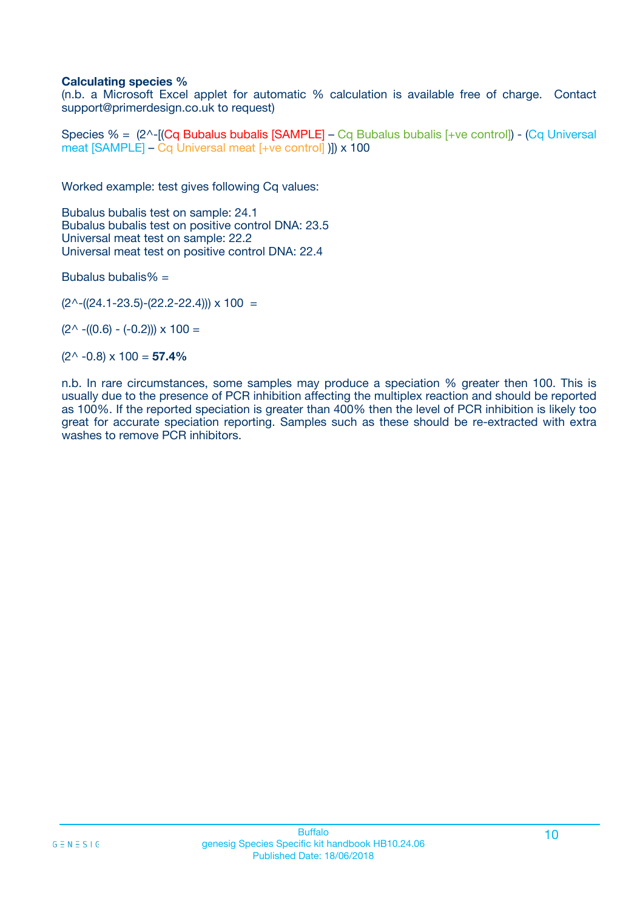**Calculating species %**

(n.b. a Microsoft Excel applet for automatic % calculation is available free of charge. Contact support@primerdesign.co.uk to request)

Species % = (2^-[(Cq Bubalus bubalis [SAMPLE] – Cq Bubalus bubalis [+ve control]) - (Cq Universal meat [SAMPLE] – Cq Universal meat [+ve control] )]) x 100

Worked example: test gives following Cq values:

Bubalus bubalis test on sample: 24.1
Bubalus bubalis test on positive control DNA: 23.5
Universal meat test on sample: 22.2
Universal meat test on positive control DNA: 22.4

Bubalus bubalis% =

(2^-((24.1-23.5)-(22.2-22.4))) x 100 =

(2^ -((0.6) - (-0.2))) x 100 =

(2^ -0.8) x 100 = **57.4%**

n.b. In rare circumstances, some samples may produce a speciation % greater then 100. This is usually due to the presence of PCR inhibition affecting the multiplex reaction and should be reported as 100%. If the reported speciation is greater than 400% then the level of PCR inhibition is likely too great for accurate speciation reporting. Samples such as these should be re-extracted with extra washes to remove PCR inhibitors.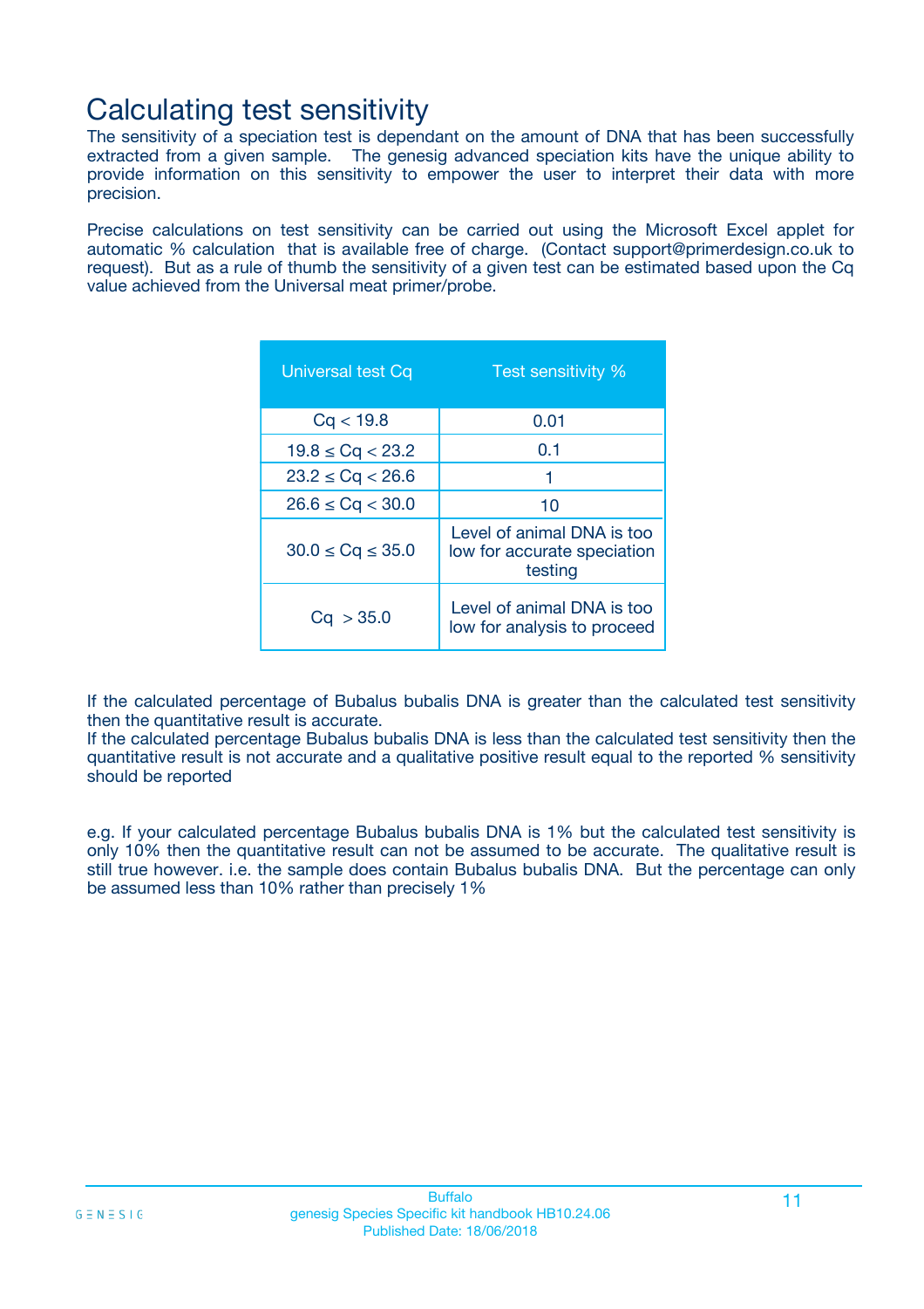# Calculating test sensitivity

The sensitivity of a speciation test is dependant on the amount of DNA that has been successfully extracted from a given sample. The genesig advanced speciation kits have the unique ability to provide information on this sensitivity to empower the user to interpret their data with more precision.

Precise calculations on test sensitivity can be carried out using the Microsoft Excel applet for automatic % calculation that is available free of charge. (Contact support@primerdesign.co.uk to request). But as a rule of thumb the sensitivity of a given test can be estimated based upon the Cq value achieved from the Universal meat primer/probe.

| Universal test Cq | Test sensitivity % |
|---|---|
| Cq < 19.8 | 0.01 |
| 19.8 ≤ Cq < 23.2 | 0.1 |
| 23.2 ≤ Cq < 26.6 | 1 |
| 26.6 ≤ Cq < 30.0 | 10 |
| 30.0 ≤ Cq ≤ 35.0 | Level of animal DNA is too low for accurate speciation testing |
| Cq > 35.0 | Level of animal DNA is too low for analysis to proceed |

If the calculated percentage of Bubalus bubalis DNA is greater than the calculated test sensitivity then the quantitative result is accurate.
If the calculated percentage Bubalus bubalis DNA is less than the calculated test sensitivity then the quantitative result is not accurate and a qualitative positive result equal to the reported % sensitivity should be reported

e.g. If your calculated percentage Bubalus bubalis DNA is 1% but the calculated test sensitivity is only 10% then the quantitative result can not be assumed to be accurate. The qualitative result is still true however. i.e. the sample does contain Bubalus bubalis DNA. But the percentage can only be assumed less than 10% rather than precisely 1%